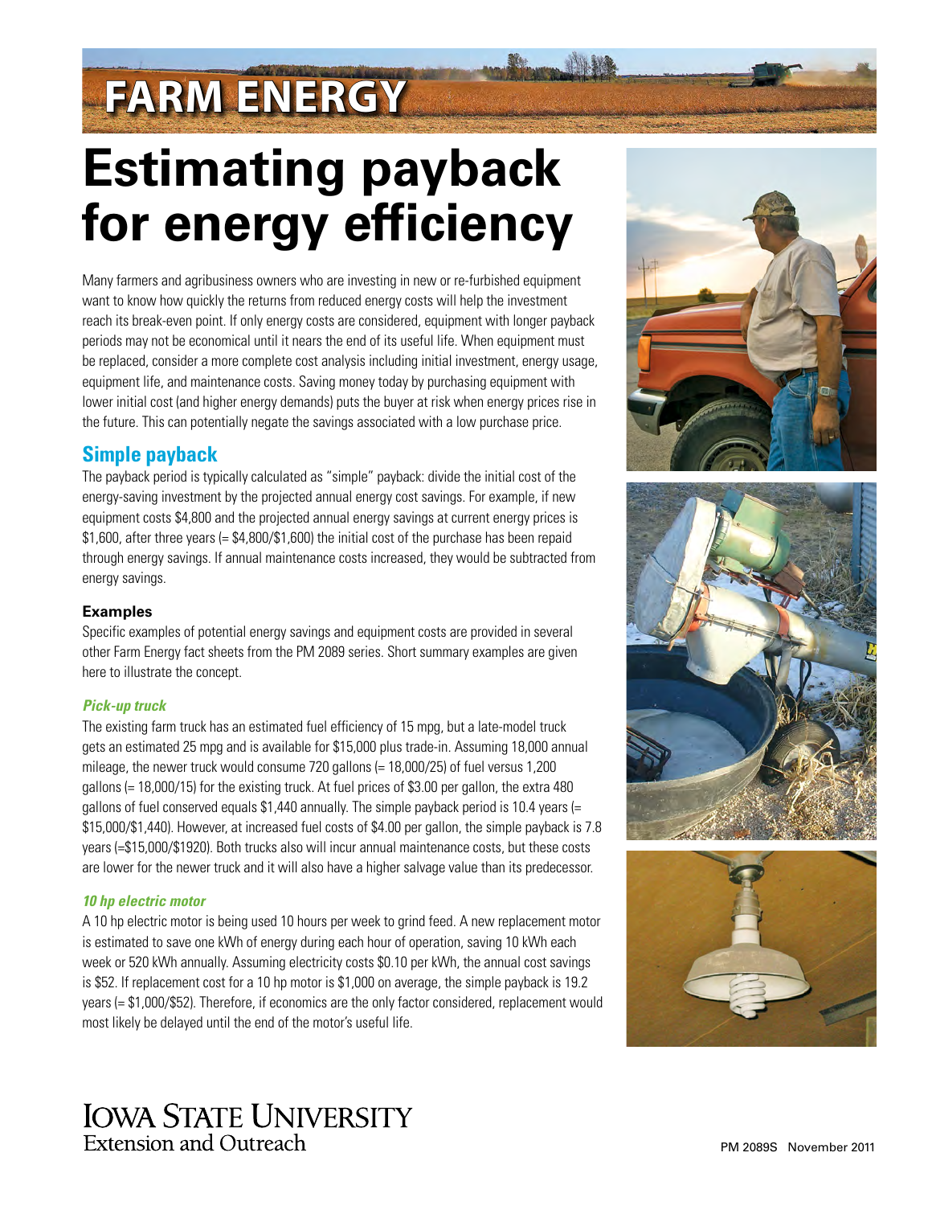# FARM ENERGY

# Estimating payback for energy efficiency

Many farmers and agribusiness owners who are investing in new or re-furbished equipment want to know how quickly the returns from reduced energy costs will help the investment reach its break-even point. If only energy costs are considered, equipment with longer payback periods may not be economical until it nears the end of its useful life. When equipment must be replaced, consider a more complete cost analysis including initial investment, energy usage, equipment life, and maintenance costs. Saving money today by purchasing equipment with lower initial cost (and higher energy demands) puts the buyer at risk when energy prices rise in the future. This can potentially negate the savings associated with a low purchase price.

## Simple payback

The payback period is typically calculated as "simple" payback: divide the initial cost of the energy-saving investment by the projected annual energy cost savings. For example, if new equipment costs $4,800 and the projected annual energy savings at current energy prices is $1,600, after three years (= $4,800/$1,600) the initial cost of the purchase has been repaid through energy savings. If annual maintenance costs increased, they would be subtracted from energy savings.

### Examples

Specific examples of potential energy savings and equipment costs are provided in several other Farm Energy fact sheets from the PM 2089 series. Short summary examples are given here to illustrate the concept.

#### *Pick-up truck*

The existing farm truck has an estimated fuel efficiency of 15 mpg, but a late-model truck gets an estimated 25 mpg and is available for $15,000 plus trade-in. Assuming 18,000 annual mileage, the newer truck would consume 720 gallons (= 18,000/25) of fuel versus 1,200 gallons (= 18,000/15) for the existing truck. At fuel prices of $3.00 per gallon, the extra 480 gallons of fuel conserved equals $1,440 annually. The simple payback period is 10.4 years (= $15,000/$1,440). However, at increased fuel costs of $4.00 per gallon, the simple payback is 7.8 years (=$15,000/$1920). Both trucks also will incur annual maintenance costs, but these costs are lower for the newer truck and it will also have a higher salvage value than its predecessor.

#### *10 hp electric motor*

A 10 hp electric motor is being used 10 hours per week to grind feed. A new replacement motor is estimated to save one kWh of energy during each hour of operation, saving 10 kWh each week or 520 kWh annually. Assuming electricity costs $0.10 per kWh, the annual cost savings is $52. If replacement cost for a 10 hp motor is $1,000 on average, the simple payback is 19.2 years (= $1,000/$52). Therefore, if economics are the only factor considered, replacement would most likely be delayed until the end of the motor's useful life.

Iowa State University
Extension and Outreach

PM 2089S November 2011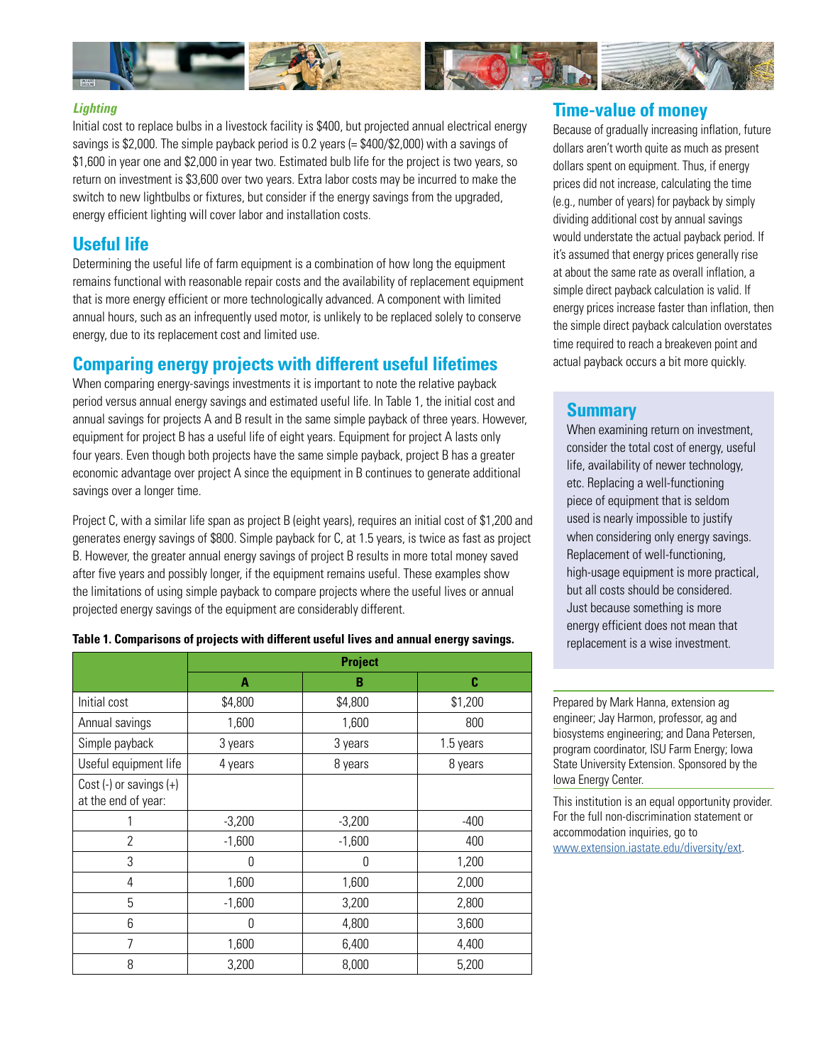### *Lighting*

Initial cost to replace bulbs in a livestock facility is $400, but projected annual electrical energy savings is $2,000. The simple payback period is 0.2 years (= $400/$2,000) with a savings of $1,600 in year one and $2,000 in year two. Estimated bulb life for the project is two years, so return on investment is $3,600 over two years. Extra labor costs may be incurred to make the switch to new lightbulbs or fixtures, but consider if the energy savings from the upgraded, energy efficient lighting will cover labor and installation costs.

## Useful life

Determining the useful life of farm equipment is a combination of how long the equipment remains functional with reasonable repair costs and the availability of replacement equipment that is more energy efficient or more technologically advanced. A component with limited annual hours, such as an infrequently used motor, is unlikely to be replaced solely to conserve energy, due to its replacement cost and limited use.

## Comparing energy projects with different useful lifetimes

When comparing energy-savings investments it is important to note the relative payback period versus annual energy savings and estimated useful life. In Table 1, the initial cost and annual savings for projects A and B result in the same simple payback of three years. However, equipment for project B has a useful life of eight years. Equipment for project A lasts only four years. Even though both projects have the same simple payback, project B has a greater economic advantage over project A since the equipment in B continues to generate additional savings over a longer time.

Project C, with a similar life span as project B (eight years), requires an initial cost of $1,200 and generates energy savings of $800. Simple payback for C, at 1.5 years, is twice as fast as project B. However, the greater annual energy savings of project B results in more total money saved after five years and possibly longer, if the equipment remains useful. These examples show the limitations of using simple payback to compare projects where the useful lives or annual projected energy savings of the equipment are considerably different.

**Table 1. Comparisons of projects with different useful lives and annual energy savings.**

| | Project | | |
|---|---|---|---|
| | A | B | C |
| Initial cost | $4,800 | $4,800 | $1,200 |
| Annual savings | 1,600 | 1,600 | 800 |
| Simple payback | 3 years | 3 years | 1.5 years |
| Useful equipment life | 4 years | 8 years | 8 years |
| Cost (-) or savings (+) at the end of year: | | | |
| 1 | -3,200 | -3,200 | -400 |
| 2 | -1,600 | -1,600 | 400 |
| 3 | 0 | 0 | 1,200 |
| 4 | 1,600 | 1,600 | 2,000 |
| 5 | -1,600 | 3,200 | 2,800 |
| 6 | 0 | 4,800 | 3,600 |
| 7 | 1,600 | 6,400 | 4,400 |
| 8 | 3,200 | 8,000 | 5,200 |

## Time-value of money

Because of gradually increasing inflation, future dollars aren't worth quite as much as present dollars spent on equipment. Thus, if energy prices did not increase, calculating the time (e.g., number of years) for payback by simply dividing additional cost by annual savings would understate the actual payback period. If it's assumed that energy prices generally rise at about the same rate as overall inflation, a simple direct payback calculation is valid. If energy prices increase faster than inflation, then the simple direct payback calculation overstates time required to reach a breakeven point and actual payback occurs a bit more quickly.

## Summary

When examining return on investment, consider the total cost of energy, useful life, availability of newer technology, etc. Replacing a well-functioning piece of equipment that is seldom used is nearly impossible to justify when considering only energy savings. Replacement of well-functioning, high-usage equipment is more practical, but all costs should be considered. Just because something is more energy efficient does not mean that replacement is a wise investment.

Prepared by Mark Hanna, extension ag engineer; Jay Harmon, professor, ag and biosystems engineering; and Dana Petersen, program coordinator, ISU Farm Energy; Iowa State University Extension. Sponsored by the Iowa Energy Center.

This institution is an equal opportunity provider. For the full non-discrimination statement or accommodation inquiries, go to www.extension.iastate.edu/diversity/ext.